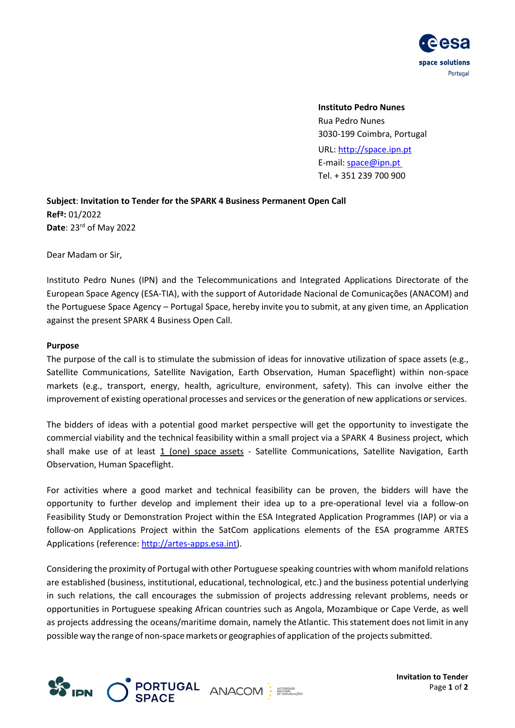**Instituto Pedro Nunes**
Rua Pedro Nunes
3030-199 Coimbra, Portugal
URL: http://space.ipn.pt
E-mail: space@ipn.pt
Tel. + 351 239 700 900

**Subject**: **Invitation to Tender for the SPARK 4 Business Permanent Open Call**
**Refª:** 01/2022
**Date**: 23rd of May 2022

Dear Madam or Sir,

Instituto Pedro Nunes (IPN) and the Telecommunications and Integrated Applications Directorate of the European Space Agency (ESA-TIA), with the support of Autoridade Nacional de Comunicações (ANACOM) and the Portuguese Space Agency – Portugal Space, hereby invite you to submit, at any given time, an Application against the present SPARK 4 Business Open Call.

**Purpose**

The purpose of the call is to stimulate the submission of ideas for innovative utilization of space assets (e.g., Satellite Communications, Satellite Navigation, Earth Observation, Human Spaceflight) within non-space markets (e.g., transport, energy, health, agriculture, environment, safety). This can involve either the improvement of existing operational processes and services or the generation of new applications or services.

The bidders of ideas with a potential good market perspective will get the opportunity to investigate the commercial viability and the technical feasibility within a small project via a SPARK 4 Business project, which shall make use of at least 1 (one) space assets - Satellite Communications, Satellite Navigation, Earth Observation, Human Spaceflight.

For activities where a good market and technical feasibility can be proven, the bidders will have the opportunity to further develop and implement their idea up to a pre-operational level via a follow-on Feasibility Study or Demonstration Project within the ESA Integrated Application Programmes (IAP) or via a follow-on Applications Project within the SatCom applications elements of the ESA programme ARTES Applications (reference: http://artes-apps.esa.int).

Considering the proximity of Portugal with other Portuguese speaking countries with whom manifold relations are established (business, institutional, educational, technological, etc.) and the business potential underlying in such relations, the call encourages the submission of projects addressing relevant problems, needs or opportunities in Portuguese speaking African countries such as Angola, Mozambique or Cape Verde, as well as projects addressing the oceans/maritime domain, namely the Atlantic. This statement does not limit in any possible way the range of non-space markets or geographies of application of the projects submitted.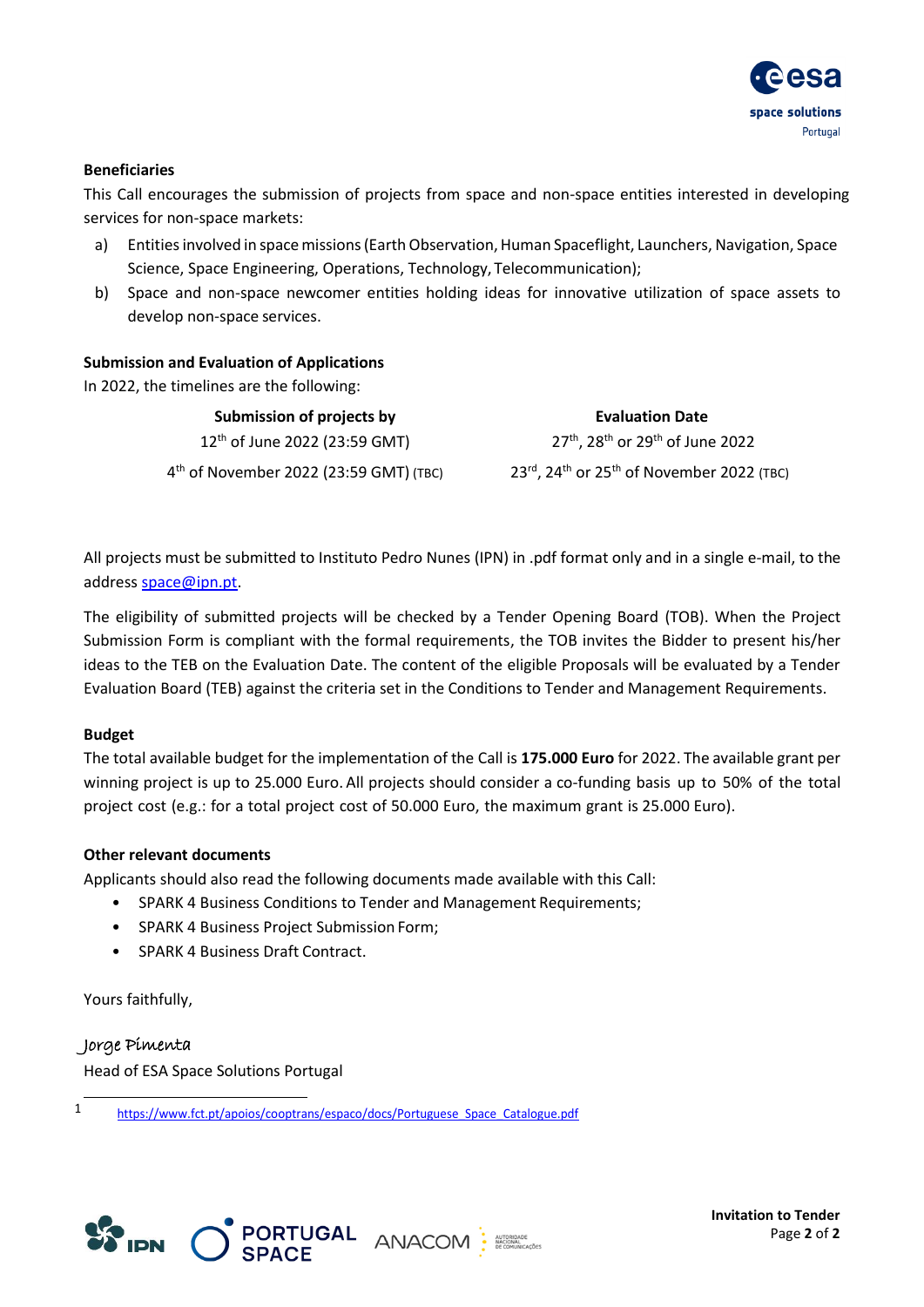**Beneficiaries**

This Call encourages the submission of projects from space and non-space entities interested in developing services for non-space markets:

a) Entities involved in space missions (Earth Observation, Human Spaceflight, Launchers, Navigation, Space Science, Space Engineering, Operations, Technology, Telecommunication);
b) Space and non-space newcomer entities holding ideas for innovative utilization of space assets to develop non-space services.

**Submission and Evaluation of Applications**

In 2022, the timelines are the following:

| Submission of projects by | Evaluation Date |
|---|---|
| 12th of June 2022 (23:59 GMT) | 27th, 28th or 29th of June 2022 |
| 4th of November 2022 (23:59 GMT) (TBC) | 23rd, 24th or 25th of November 2022 (TBC) |

All projects must be submitted to Instituto Pedro Nunes (IPN) in .pdf format only and in a single e-mail, to the address space@ipn.pt.

The eligibility of submitted projects will be checked by a Tender Opening Board (TOB). When the Project Submission Form is compliant with the formal requirements, the TOB invites the Bidder to present his/her ideas to the TEB on the Evaluation Date. The content of the eligible Proposals will be evaluated by a Tender Evaluation Board (TEB) against the criteria set in the Conditions to Tender and Management Requirements.

**Budget**

The total available budget for the implementation of the Call is **175.000 Euro** for 2022. The available grant per winning project is up to 25.000 Euro. All projects should consider a co-funding basis up to 50% of the total project cost (e.g.: for a total project cost of 50.000 Euro, the maximum grant is 25.000 Euro).

**Other relevant documents**

Applicants should also read the following documents made available with this Call:

- SPARK 4 Business Conditions to Tender and Management Requirements;
- SPARK 4 Business Project Submission Form;
- SPARK 4 Business Draft Contract.

Yours faithfully,

Jorge Pimenta
Head of ESA Space Solutions Portugal

[1] https://www.fct.pt/apoios/cooptrans/espaco/docs/Portuguese_Space_Catalogue.pdf